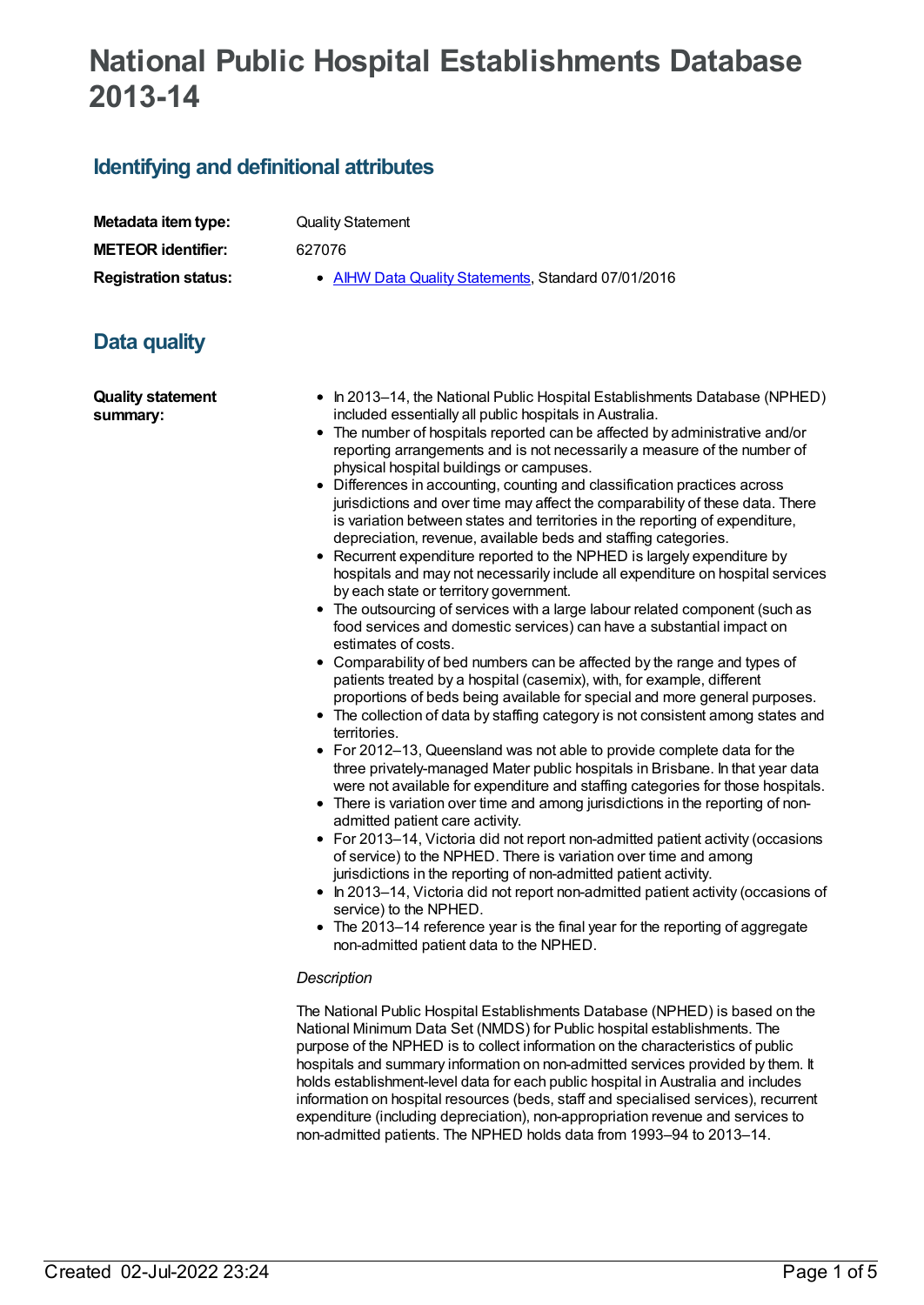# National Public Hospital Establishments Database 2013-14

## Identifying and definitional attributes

| | |
|---|---|
| **Metadata item type:** | Quality Statement |
| **METEOR identifier:** | 627076 |
| **Registration status:** | • AIHW Data Quality Statements, Standard 07/01/2016 |

## Data quality

**Quality statement summary:**

- In 2013–14, the National Public Hospital Establishments Database (NPHED) included essentially all public hospitals in Australia.
- The number of hospitals reported can be affected by administrative and/or reporting arrangements and is not necessarily a measure of the number of physical hospital buildings or campuses.
- Differences in accounting, counting and classification practices across jurisdictions and over time may affect the comparability of these data. There is variation between states and territories in the reporting of expenditure, depreciation, revenue, available beds and staffing categories.
- Recurrent expenditure reported to the NPHED is largely expenditure by hospitals and may not necessarily include all expenditure on hospital services by each state or territory government.
- The outsourcing of services with a large labour related component (such as food services and domestic services) can have a substantial impact on estimates of costs.
- Comparability of bed numbers can be affected by the range and types of patients treated by a hospital (casemix), with, for example, different proportions of beds being available for special and more general purposes.
- The collection of data by staffing category is not consistent among states and territories.
- For 2012–13, Queensland was not able to provide complete data for the three privately-managed Mater public hospitals in Brisbane. In that year data were not available for expenditure and staffing categories for those hospitals.
- There is variation over time and among jurisdictions in the reporting of non-admitted patient care activity.
- For 2013–14, Victoria did not report non-admitted patient activity (occasions of service) to the NPHED. There is variation over time and among jurisdictions in the reporting of non-admitted patient activity.
- In 2013–14, Victoria did not report non-admitted patient activity (occasions of service) to the NPHED.
- The 2013–14 reference year is the final year for the reporting of aggregate non-admitted patient data to the NPHED.

*Description*

The National Public Hospital Establishments Database (NPHED) is based on the National Minimum Data Set (NMDS) for Public hospital establishments. The purpose of the NPHED is to collect information on the characteristics of public hospitals and summary information on non-admitted services provided by them. It holds establishment-level data for each public hospital in Australia and includes information on hospital resources (beds, staff and specialised services), recurrent expenditure (including depreciation), non-appropriation revenue and services to non-admitted patients. The NPHED holds data from 1993–94 to 2013–14.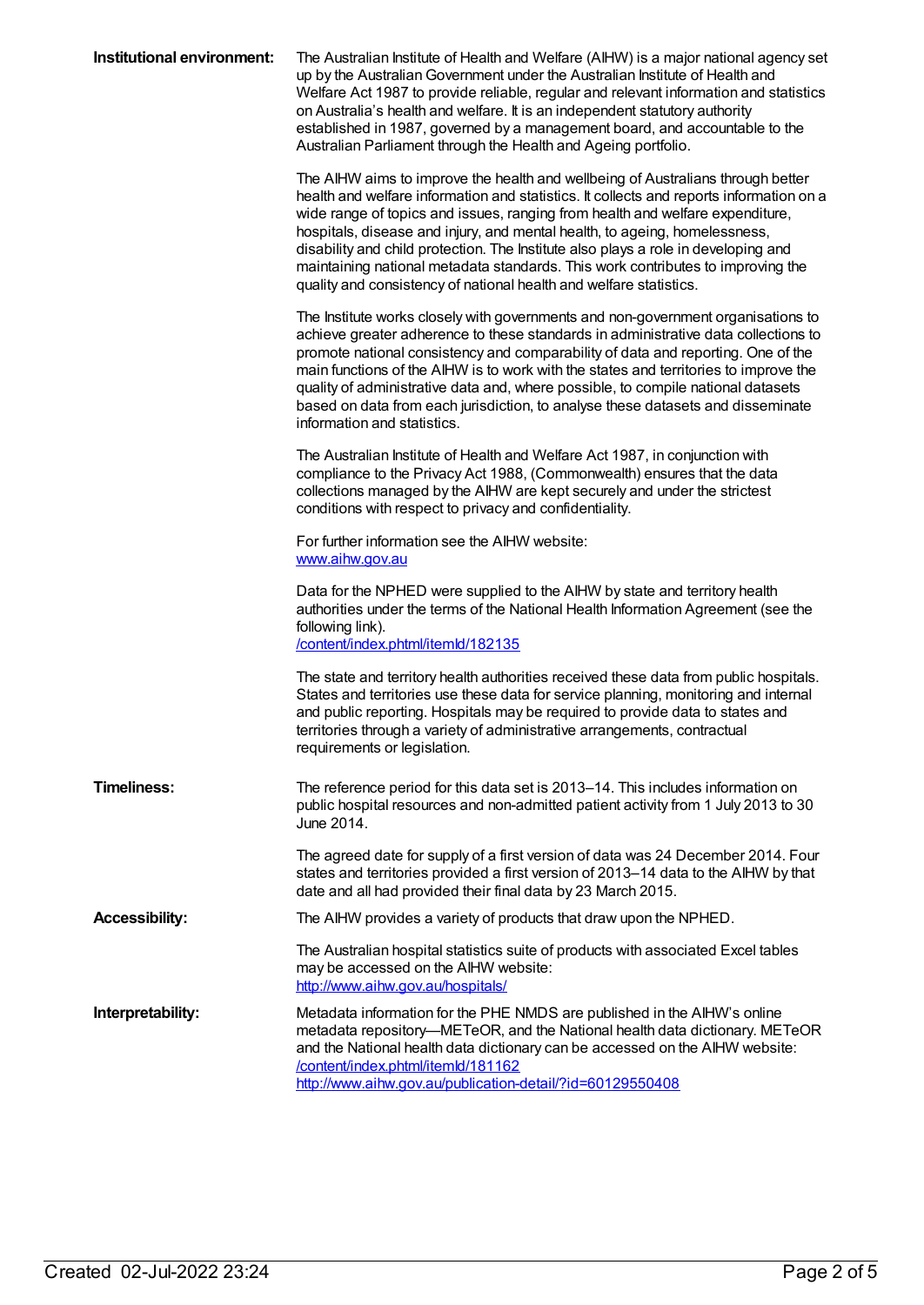**Institutional environment:**

The Australian Institute of Health and Welfare (AIHW) is a major national agency set up by the Australian Government under the Australian Institute of Health and Welfare Act 1987 to provide reliable, regular and relevant information and statistics on Australia's health and welfare. It is an independent statutory authority established in 1987, governed by a management board, and accountable to the Australian Parliament through the Health and Ageing portfolio.

The AIHW aims to improve the health and wellbeing of Australians through better health and welfare information and statistics. It collects and reports information on a wide range of topics and issues, ranging from health and welfare expenditure, hospitals, disease and injury, and mental health, to ageing, homelessness, disability and child protection. The Institute also plays a role in developing and maintaining national metadata standards. This work contributes to improving the quality and consistency of national health and welfare statistics.

The Institute works closely with governments and non-government organisations to achieve greater adherence to these standards in administrative data collections to promote national consistency and comparability of data and reporting. One of the main functions of the AIHW is to work with the states and territories to improve the quality of administrative data and, where possible, to compile national datasets based on data from each jurisdiction, to analyse these datasets and disseminate information and statistics.

The Australian Institute of Health and Welfare Act 1987, in conjunction with compliance to the Privacy Act 1988, (Commonwealth) ensures that the data collections managed by the AIHW are kept securely and under the strictest conditions with respect to privacy and confidentiality.

For further information see the AIHW website:
[www.aihw.gov.au](www.aihw.gov.au)

Data for the NPHED were supplied to the AIHW by state and territory health authorities under the terms of the National Health Information Agreement (see the following link).
[/content/index.phtml/itemId/182135](/content/index.phtml/itemId/182135)

The state and territory health authorities received these data from public hospitals. States and territories use these data for service planning, monitoring and internal and public reporting. Hospitals may be required to provide data to states and territories through a variety of administrative arrangements, contractual requirements or legislation.

**Timeliness:**

The reference period for this data set is 2013–14. This includes information on public hospital resources and non-admitted patient activity from 1 July 2013 to 30 June 2014.

The agreed date for supply of a first version of data was 24 December 2014. Four states and territories provided a first version of 2013–14 data to the AIHW by that date and all had provided their final data by 23 March 2015.

**Accessibility:**

The AIHW provides a variety of products that draw upon the NPHED.

The Australian hospital statistics suite of products with associated Excel tables may be accessed on the AIHW website:
[http://www.aihw.gov.au/hospitals/](http://www.aihw.gov.au/hospitals/)

**Interpretability:**

Metadata information for the PHE NMDS are published in the AIHW's online metadata repository—METeOR, and the National health data dictionary. METeOR and the National health data dictionary can be accessed on the AIHW website:
[/content/index.phtml/itemId/181162](/content/index.phtml/itemId/181162)
[http://www.aihw.gov.au/publication-detail/?id=60129550408](http://www.aihw.gov.au/publication-detail/?id=60129550408)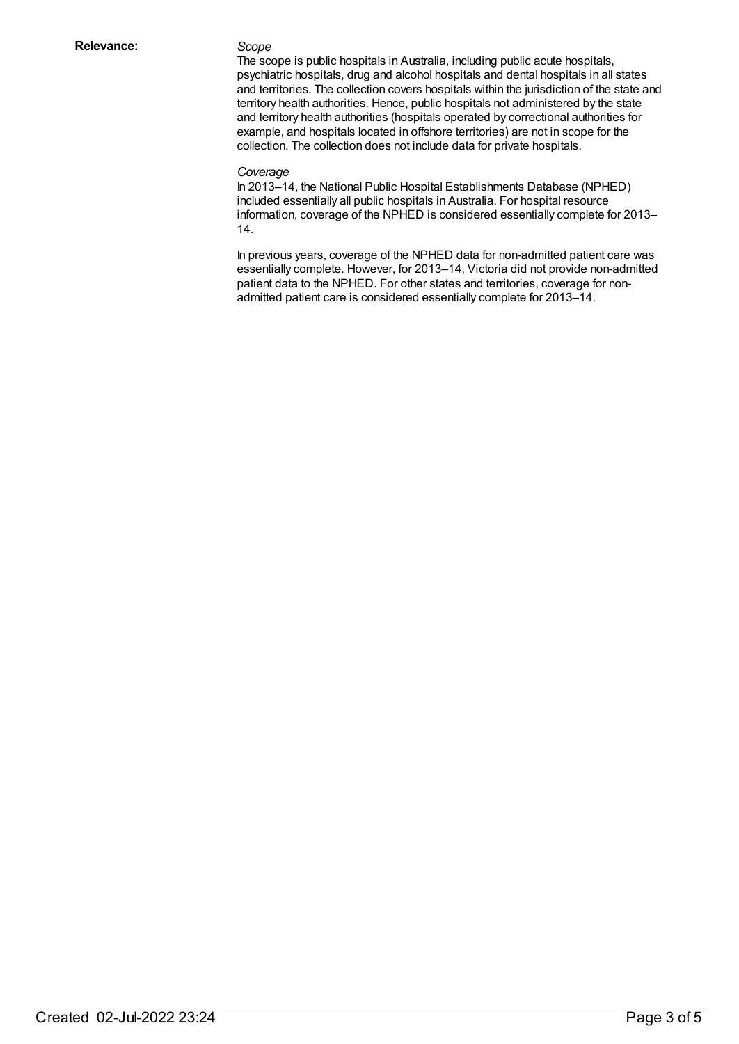**Relevance:**

*Scope*

The scope is public hospitals in Australia, including public acute hospitals, psychiatric hospitals, drug and alcohol hospitals and dental hospitals in all states and territories. The collection covers hospitals within the jurisdiction of the state and territory health authorities. Hence, public hospitals not administered by the state and territory health authorities (hospitals operated by correctional authorities for example, and hospitals located in offshore territories) are not in scope for the collection. The collection does not include data for private hospitals.

*Coverage*

In 2013–14, the National Public Hospital Establishments Database (NPHED) included essentially all public hospitals in Australia. For hospital resource information, coverage of the NPHED is considered essentially complete for 2013–14.

In previous years, coverage of the NPHED data for non-admitted patient care was essentially complete. However, for 2013–14, Victoria did not provide non-admitted patient data to the NPHED. For other states and territories, coverage for non-admitted patient care is considered essentially complete for 2013–14.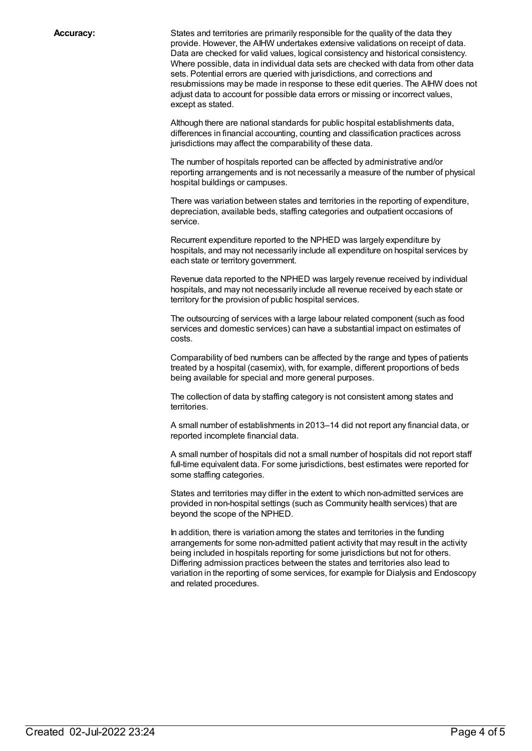**Accuracy:**

States and territories are primarily responsible for the quality of the data they provide. However, the AIHW undertakes extensive validations on receipt of data. Data are checked for valid values, logical consistency and historical consistency. Where possible, data in individual data sets are checked with data from other data sets. Potential errors are queried with jurisdictions, and corrections and resubmissions may be made in response to these edit queries. The AIHW does not adjust data to account for possible data errors or missing or incorrect values, except as stated.

Although there are national standards for public hospital establishments data, differences in financial accounting, counting and classification practices across jurisdictions may affect the comparability of these data.

The number of hospitals reported can be affected by administrative and/or reporting arrangements and is not necessarily a measure of the number of physical hospital buildings or campuses.

There was variation between states and territories in the reporting of expenditure, depreciation, available beds, staffing categories and outpatient occasions of service.

Recurrent expenditure reported to the NPHED was largely expenditure by hospitals, and may not necessarily include all expenditure on hospital services by each state or territory government.

Revenue data reported to the NPHED was largely revenue received by individual hospitals, and may not necessarily include all revenue received by each state or territory for the provision of public hospital services.

The outsourcing of services with a large labour related component (such as food services and domestic services) can have a substantial impact on estimates of costs.

Comparability of bed numbers can be affected by the range and types of patients treated by a hospital (casemix), with, for example, different proportions of beds being available for special and more general purposes.

The collection of data by staffing category is not consistent among states and territories.

A small number of establishments in 2013–14 did not report any financial data, or reported incomplete financial data.

A small number of hospitals did not a small number of hospitals did not report staff full-time equivalent data. For some jurisdictions, best estimates were reported for some staffing categories.

States and territories may differ in the extent to which non-admitted services are provided in non-hospital settings (such as Community health services) that are beyond the scope of the NPHED.

In addition, there is variation among the states and territories in the funding arrangements for some non-admitted patient activity that may result in the activity being included in hospitals reporting for some jurisdictions but not for others. Differing admission practices between the states and territories also lead to variation in the reporting of some services, for example for Dialysis and Endoscopy and related procedures.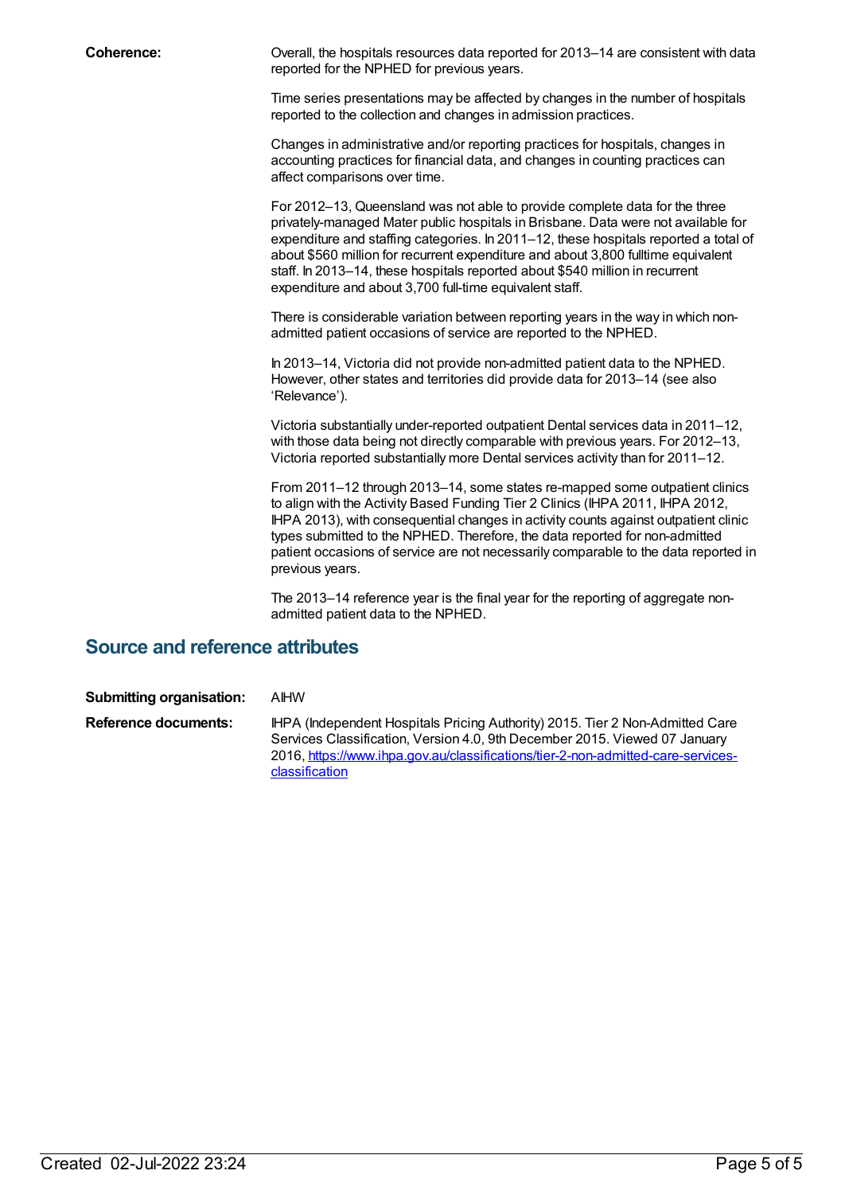**Coherence:**

Overall, the hospitals resources data reported for 2013–14 are consistent with data reported for the NPHED for previous years.

Time series presentations may be affected by changes in the number of hospitals reported to the collection and changes in admission practices.

Changes in administrative and/or reporting practices for hospitals, changes in accounting practices for financial data, and changes in counting practices can affect comparisons over time.

For 2012–13, Queensland was not able to provide complete data for the three privately-managed Mater public hospitals in Brisbane. Data were not available for expenditure and staffing categories. In 2011–12, these hospitals reported a total of about $560 million for recurrent expenditure and about 3,800 fulltime equivalent staff. In 2013–14, these hospitals reported about $540 million in recurrent expenditure and about 3,700 full-time equivalent staff.

There is considerable variation between reporting years in the way in which non-admitted patient occasions of service are reported to the NPHED.

In 2013–14, Victoria did not provide non-admitted patient data to the NPHED. However, other states and territories did provide data for 2013–14 (see also 'Relevance').

Victoria substantially under-reported outpatient Dental services data in 2011–12, with those data being not directly comparable with previous years. For 2012–13, Victoria reported substantially more Dental services activity than for 2011–12.

From 2011–12 through 2013–14, some states re-mapped some outpatient clinics to align with the Activity Based Funding Tier 2 Clinics (IHPA 2011, IHPA 2012, IHPA 2013), with consequential changes in activity counts against outpatient clinic types submitted to the NPHED. Therefore, the data reported for non-admitted patient occasions of service are not necessarily comparable to the data reported in previous years.

The 2013–14 reference year is the final year for the reporting of aggregate non-admitted patient data to the NPHED.

## Source and reference attributes

**Submitting organisation:** AIHW

**Reference documents:** IHPA (Independent Hospitals Pricing Authority) 2015. Tier 2 Non-Admitted Care Services Classification, Version 4.0, 9th December 2015. Viewed 07 January 2016, [https://www.ihpa.gov.au/classifications/tier-2-non-admitted-care-services-classification](https://www.ihpa.gov.au/classifications/tier-2-non-admitted-care-services-classification)